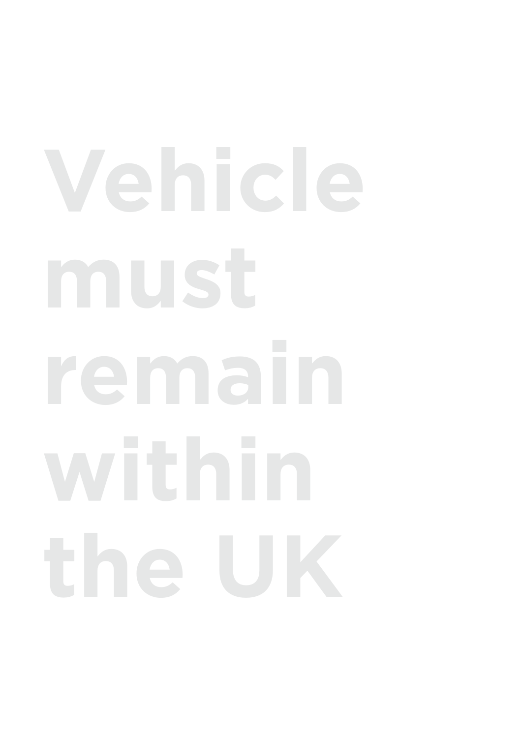# Vehicle must remain within the UK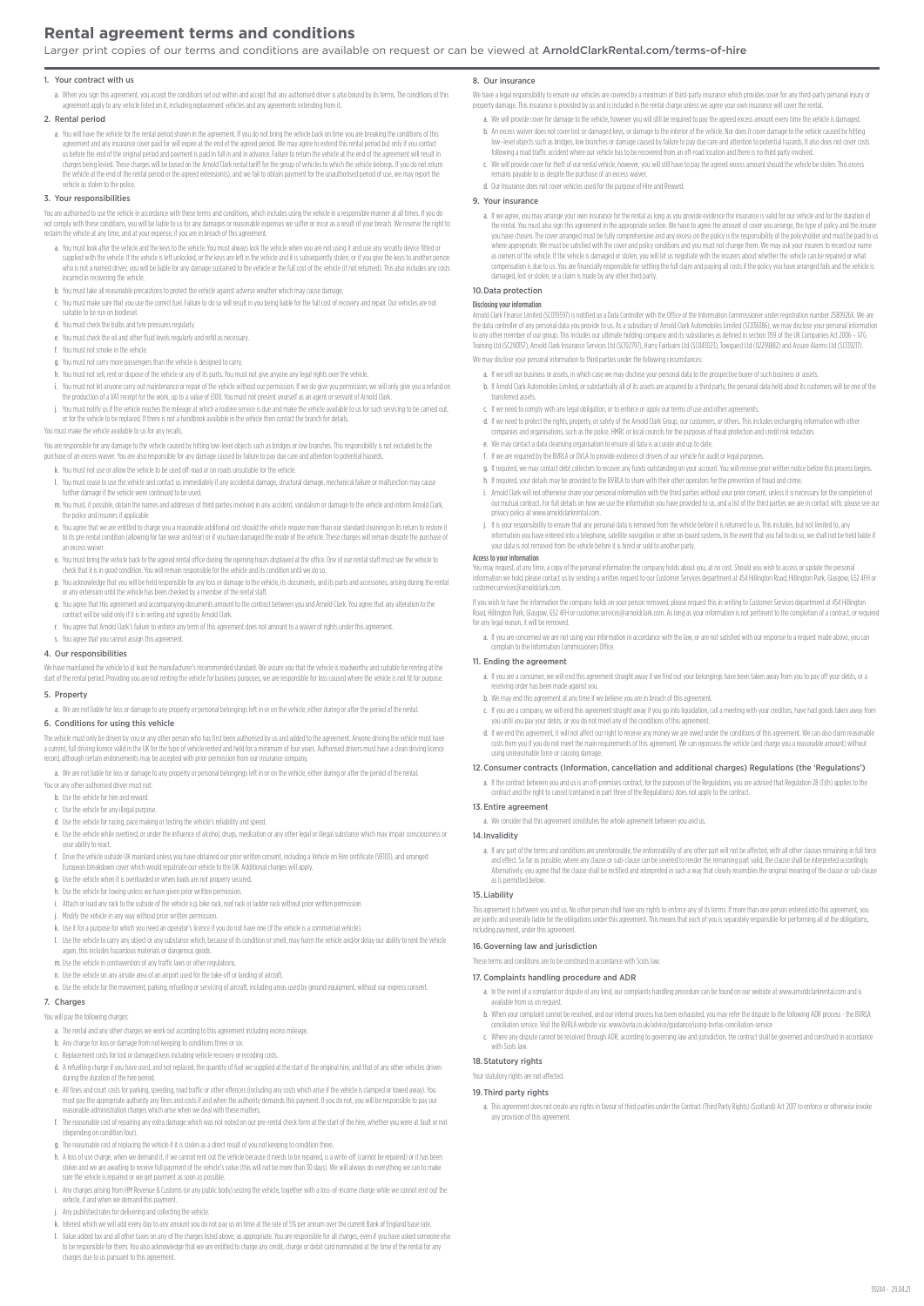# Rental agreement terms and conditions

Larger print copies of our terms and conditions are available on request or can be viewed at **ArnoldClarkRental.com/terms-of-hire**

## 1. Your contract with us

a. When you sign this agreement, you accept the conditions set out within and accept that any authorised driver is also bound by its terms. The conditions of this agreement apply to any vehicle listed on it, including replacement vehicles and any agreements extending from it.

## 2. Rental period

a. You will have the vehicle for the rental period shown in the agreement. If you do not bring the vehicle back on time you are breaking the conditions of this agreement and any insurance cover paid for will expire at the end of the agreed period. We may agree to extend this rental period but only if you contact us before the end of the original period and payment is paid in full in and in advance. Failure to return the vehicle at the end of the agreement will result in charges being levied. These charges will be based on the Arnold Clark rental tariff for the group of vehicles to which the vehicle belongs. If you do not return the vehicle at the end of the rental period or the agreed extension(s), and we fail to obtain payment for the unauthorised period of use, we may report the vehicle as stolen to the police.

## 3. Your responsibilities

You are authorised to use the vehicle in accordance with these terms and conditions, which includes using the vehicle in a responsible manner at all times. If you do not comply with these conditions, you will be liable to us for any damages or reasonable expenses we suffer or incur as a result of your breach. We reserve the right to reclaim the vehicle at any time, and at your expense, if you are in breach of this agreement.

a. You must look after the vehicle and the keys to the vehicle. You must always lock the vehicle when you are not using it and use any security device fitted or supplied with the vehicle. If the vehicle is left unlocked, or the keys are left in the vehicle and it is subsequently stolen, or if you give the keys to another person who is not a named driver, you will be liable for any damage sustained to the vehicle or the full cost of the vehicle (if not returned). This also includes any costs incurred in recovering the vehicle.

b. You must take all reasonable precautions to protect the vehicle against adverse weather which may cause damage.

c. You must make sure that you use the correct fuel. Failure to do so will result in you being liable for the full cost of recovery and repair. Our vehicles are not suitable to be run on biodiesel.

d. You must check the bulbs and tyre pressures regularly.

e. You must check the oil and other fluid levels regularly and refill as necessary.

f. You must not smoke in the vehicle.

g. You must not carry more passengers than the vehicle is designed to carry.

h. You must not sell, rent or dispose of the vehicle or any of its parts. You must not give anyone any legal rights over the vehicle.

i. You must not let anyone carry out maintenance or repair of the vehicle without our permission. If we do give you permission, we will only give you a refund on the production of a VAT receipt for the work, up to a value of £100. You must not present yourself as an agent or servant of Arnold Clark.

j. You must notify us if the vehicle reaches the mileage at which a routine service is due and make the vehicle available to us for such servicing to be carried out, or for the vehicle to be replaced. If there is not a handbook available in the vehicle then contact the branch for details.

You must make the vehicle available to us for any recalls.

You are responsible for any damage to the vehicle caused by hitting low-level objects such as bridges or low branches. This responsibility is not excluded by the purchase of an excess waiver. You are also responsible for any damage caused by failure to pay due care and attention to potential hazards.

k. You must not use or allow the vehicle to be used off-road or on roads unsuitable for the vehicle.

l. You must cease to use the vehicle and contact us immediately if any accidental damage, structural damage, mechanical failure or malfunction may cause further damage if the vehicle were continued to be used.

m. You must, if possible, obtain the names and addresses of third parties involved in any accident, vandalism or damage to the vehicle and inform Arnold Clark, the police and insurers if applicable

n. You agree that we are entitled to charge you a reasonable additional cost should the vehicle require more than our standard cleaning on its return to restore it to its pre-rental condition (allowing for fair wear and tear) or if you have damaged the inside of the vehicle. These charges will remain despite the purchase of an excess waiver.

o. You must bring the vehicle back to the agreed rental office during the opening hours displayed at the office. One of our rental staff must see the vehicle to check that it is in good condition. You will remain responsible for the vehicle and its condition until we do so.

p. You acknowledge that you will be held responsible for any loss or damage to the vehicle, its documents, and its parts and accessories, arising during the rental or any extension until the vehicle has been checked by a member of the rental staff.

q. You agree that this agreement and accompanying documents amount to the contract between you and Arnold Clark. You agree that any alteration to the contract will be valid only if it is in writing and signed by Arnold Clark.

r. You agree that Arnold Clark's failure to enforce any term of this agreement does not amount to a waiver of rights under this agreement.

s. You agree that you cannot assign this agreement.

## 4. Our responsibilities

We have maintained the vehicle to at least the manufacturer's recommended standard. We assure you that the vehicle is roadworthy and suitable for renting at the start of the rental period. Providing you are not renting the vehicle for business purposes, we are responsible for loss caused where the vehicle is not fit for purpose.

## 5. Property

a. We are not liable for loss or damage to any property or personal belongings left in or on the vehicle, either during or after the period of the rental.

## 6. Conditions for using this vehicle

The vehicle must only be driven by you or any other person who has first been authorised by us and added to the agreement. Anyone driving the vehicle must have a current, full driving licence valid in the UK for the type of vehicle rented and held for a minimum of four years. Authorised drivers must have a clean driving licence record, although certain endorsements may be accepted with prior permission from our insurance company.

a. We are not liable for loss or damage to any property or personal belongings left in or on the vehicle, either during or after the period of the rental.

You or any other authorised driver must not:

b. Use the vehicle for hire and reward.

c. Use the vehicle for any illegal purpose.

d. Use the vehicle for racing, pace making or testing the vehicle's reliability and speed.

e. Use the vehicle while overtired, or under the influence of alcohol, drugs, medication or any other legal or illegal substance which may impair consciousness or your ability to react.

f. Drive the vehicle outside UK mainland unless you have obtained our prior written consent, including a Vehicle on Hire certificate (VE103), and arranged European breakdown cover which would repatriate our vehicle to the UK. Additional charges will apply.

g. Use the vehicle when it is overloaded or when loads are not properly secured.

h. Use the vehicle for towing unless we have given prior written permission.

i. Attach or load any rack to the outside of the vehicle e.g. bike rack, roof rack or ladder rack without prior written permission

j. Modify the vehicle in any way without prior written permission.

k. Use it for a purpose for which you need an operator's licence if you do not have one (if the vehicle is a commercial vehicle).

l. Use the vehicle to carry any object or any substance which, because of its condition or smell, may harm the vehicle and/or delay our ability to rent the vehicle again, this includes hazardous materials or dangerous goods.

m. Use the vehicle in contravention of any traffic laws or other regulations.

n. Use the vehicle on any airside area of an airport used for the take-off or landing of aircraft.

o. Use the vehicle for the movement, parking, refuelling or servicing of aircraft, including areas used by ground equipment, without our express consent.

## 7. Charges

You will pay the following charges:

a. The rental and any other charges we work out according to this agreement including excess mileage.

b. Any charge for loss or damage from not keeping to conditions three or six.

c. Replacement costs for lost or damaged keys including vehicle recovery or recoding costs.

d. A refuelling charge if you have used, and not replaced, the quantity of fuel we supplied at the start of the original hire, and that of any other vehicles driven during the duration of the hire period.

e. All fines and court costs for parking, speeding, road traffic or other offences (including any costs which arise if the vehicle is clamped or towed away). You must pay the appropriate authority any fines and costs if and when the authority demands this payment. If you do not, you will be responsible to pay our reasonable administration charges which arise when we deal with these matters.

f. The reasonable cost of repairing any extra damage which was not noted on our pre-rental check form at the start of the hire, whether you were at fault or not (depending on condition four).

g. The reasonable cost of replacing the vehicle if it is stolen as a direct result of you not keeping to condition three.

h. A loss of use charge, when we demand it, if we cannot rent out the vehicle because it needs to be repaired, is a write-off (cannot be repaired) or it has been stolen and we are awaiting to receive full payment of the vehicle's value (this will not be more than 30 days). We will always do everything we can to make sure the vehicle is repaired or we get payment as soon as possible.

i. Any charges arising from HM Revenue & Customs (or any public body) seizing the vehicle, together with a loss-of-income charge while we cannot rent out the vehicle, if and when we demand this payment.

j. Any published rates for delivering and collecting the vehicle.

k. Interest which we will add every day to any amount you do not pay us on time at the rate of 5% per annum over the current Bank of England base rate.

l. Value added tax and all other taxes on any of the charges listed above, as appropriate. You are responsible for all charges, even if you have asked someone else to be responsible for them. You also acknowledge that we are entitled to charge any credit, charge or debit card nominated at the time of the rental for any charges due to us pursuant to this agreement.

## 8. Our insurance

We have a legal responsibility to ensure our vehicles are covered by a minimum of third-party insurance which provides cover for any third-party personal injury or property damage. This insurance is provided by us and is included in the rental charge unless we agree your own insurance will cover the rental.

a. We will provide cover for damage to the vehicle, however you will still be required to pay the agreed excess amount every time the vehicle is damaged.

b. An excess waiver does not cover lost or damaged keys, or damage to the interior of the vehicle. Nor does it cover damage to the vehicle caused by hitting low-level objects such as bridges, low branches or damage caused by failure to pay due care and attention to potential hazards. It also does not cover costs following a road traffic accident where our vehicle has to be recovered from an off-road location and there is no third party involved.

c. We will provide cover for theft of our rental vehicle, however, you will still have to pay the agreed excess amount should the vehicle be stolen. This excess remains payable to us despite the purchase of an excess waiver.

d. Our Insurance does not cover vehicles used for the purpose of Hire and Reward.

## 9. Your insurance

a. If we agree, you may arrange your own insurance for the rental as long as you provide evidence the insurance is valid for our vehicle and for the duration of the rental. You must also sign this agreement in the appropriate section. We have to agree the amount of cover you arrange, the type of policy and the insurer you have chosen. The cover arranged must be fully comprehensive and any excess on the policy is the responsibility of the policyholder and must be paid to us where appropriate. We must be satisfied with the cover and policy conditions and you must not change them. We may ask your insurers to record our name as owners of the vehicle. If the vehicle is damaged or stolen, you will let us negotiate with the insurers about whether the vehicle can be repaired or what compensation is due to us. You are financially responsible for settling the full claim and paying all costs if the policy you have arranged fails and the vehicle is damaged, lost or stolen, or a claim is made by any other third party.

## 10. Data protection

### Disclosing your information

Arnold Clark Finance Limited (SC039597) is notified as a Data Controller with the Office of the Information Commissioner under registration number Z580926X. We are the data controller of any personal data you provide to us. As a subsidiary of Arnold Clark Automobiles Limited (SC036386), we may disclose your personal information to any other member of our group. This includes our ultimate holding company and its subsidiaries as defined in section 1159 of the UK Companies Act 2006 – GTG Training Ltd (SC290157), Arnold Clark Insurance Services Ltd (SC192797), Harry Fairbairn Ltd (SC043023), Towquest Ltd (02299882) and Assure Alarms Ltd (SC139217).

We may disclose your personal information to third parties under the following circumstances:

a. If we sell our business or assets, in which case we may disclose your personal data to the prospective buyer of such business or assets.

b. If Arnold Clark Automobiles Limited, or substantially all of its assets are acquired by a third party, the personal data held about its customers will be one of the transferred assets.

c. If we need to comply with any legal obligation, or to enforce or apply our terms of use and other agreements.

d. If we need to protect the rights, property, or safety of the Arnold Clark Group, our customers, or others. This includes exchanging information with other companies and organisations, such as the police, HMRC or local councils for the purposes of fraud protection and credit risk reduction.

e. We may contact a data cleansing organisation to ensure all data is accurate and up to date.

f. If we are required by the BVRLA or DVLA to provide evidence of drivers of our vehicle for audit or legal purposes.

g. If required, we may contact debt collectors to recover any funds outstanding on your account. You will receive prior written notice before this process begins.

h. If required, your details may be provided to the BVRLA to share with their other operators for the prevention of fraud and crime.

i. Arnold Clark will not otherwise share your personal information with the third parties without your prior consent, unless it is necessary for the completion of our mutual contract. For full details on how we use the information you have provided to us, and a list of the third parties we are in contact with, please see our privacy policy at www.arnoldclarkrental.com.

j. It is your responsibility to ensure that any personal data is removed from the vehicle before it is returned to us. This includes, but not limited to, any information you have entered into a telephone, satellite navigation or other on-board systems. In the event that you fail to do so, we shall not be held liable if your data is not removed from the vehicle before it is hired or sold to another party.

### Access to your information

You may request, at any time, a copy of the personal information the company holds about you, at no cost. Should you wish to access or update the personal information we hold, please contact us by sending a written request to our Customer Services department at 454 Hillington Road, Hillington Park, Glasgow, G52 4FH or customer.services@arnoldclark.com.

If you wish to have the information the company holds on your person removed, please request this in writing to Customer Services department at 454 Hillington Road, Hillington Park, Glasgow, G52 4FH or customer.services@arnoldclark.com. As long as your information is not pertinent to the completion of a contract, or required for any legal reason, it will be removed.

a. If you are concerned we are not using your information in accordance with the law, or are not satisfied with our response to a request made above, you can complain to the Information Commissioners Office.

## 11. Ending the agreement

a. If you are a consumer, we will end this agreement straight away if we find out your belongings have been taken away from you to pay off your debts, or a receiving order has been made against you.

b. We may end this agreement at any time if we believe you are in breach of this agreement.

c. If you are a company, we will end this agreement straight away if you go into liquidation, call a meeting with your creditors, have had goods taken away from you until you pay your debts, or you do not meet any of the conditions of this agreement.

d. If we end this agreement, it will not affect our right to receive any money we are owed under the conditions of this agreement. We can also claim reasonable costs from you if you do not meet the main requirements of this agreement. We can repossess the vehicle (and charge you a reasonable amount) without using unreasonable force or causing damage.

## 12. Consumer contracts (Information, cancellation and additional charges) Regulations (the 'Regulations')

a. If the contract between you and us is an off-premises contract, for the purposes of the Regulations, you are advised that Regulation 28 (1)(h) applies to the contract and the right to cancel (contained in part three of the Regulations) does not apply to the contract.

## 13. Entire agreement

a. We consider that this agreement constitutes the whole agreement between you and us.

## 14. Invalidity

a. If any part of the terms and conditions are unenforceable, the enforceability of any other part will not be affected, with all other clauses remaining in full force and effect. So far as possible, where any clause or sub-clause can be severed to render the remaining part valid, the clause shall be interpreted accordingly. Alternatively, you agree that the clause shall be rectified and interpreted in such a way that closely resembles the original meaning of the clause or sub-clause as is permitted below.

## 15. Liability

This agreement is between you and us. No other person shall have any rights to enforce any of its terms. If more than one person entered into this agreement, you are jointly and severally liable for the obligations under this agreement. This means that each of you is separately responsible for performing all of the obligations, including payment, under this agreement.

## 16. Governing law and jurisdiction

These terms and conditions are to be construed in accordance with Scots law.

## 17. Complaints handling procedure and ADR

a. In the event of a complaint or dispute of any kind, our complaints handling procedure can be found on our website at www.arnoldclarkrental.com and is available from us on request.

b. When your complaint cannot be resolved, and our internal process has been exhausted, you may refer the dispute to the following ADR process – the BVRLA conciliation service. Visit the BVRLA website via: www.bvrla.co.uk/advice/guidance/using-bvrlas-conciliation-service

c. Where any dispute cannot be resolved through ADR, according to governing law and jurisdiction, the contract shall be governed and construed in accordance with Scots law.

## 18. Statutory rights

Your statutory rights are not affected.

## 19. Third party rights

a. This agreement does not create any rights in favour of third parties under the Contract (Third Party Rights) (Scotland) Act 2017 to enforce or otherwise invoke any provision of this agreement.

39244 – 29.04.21